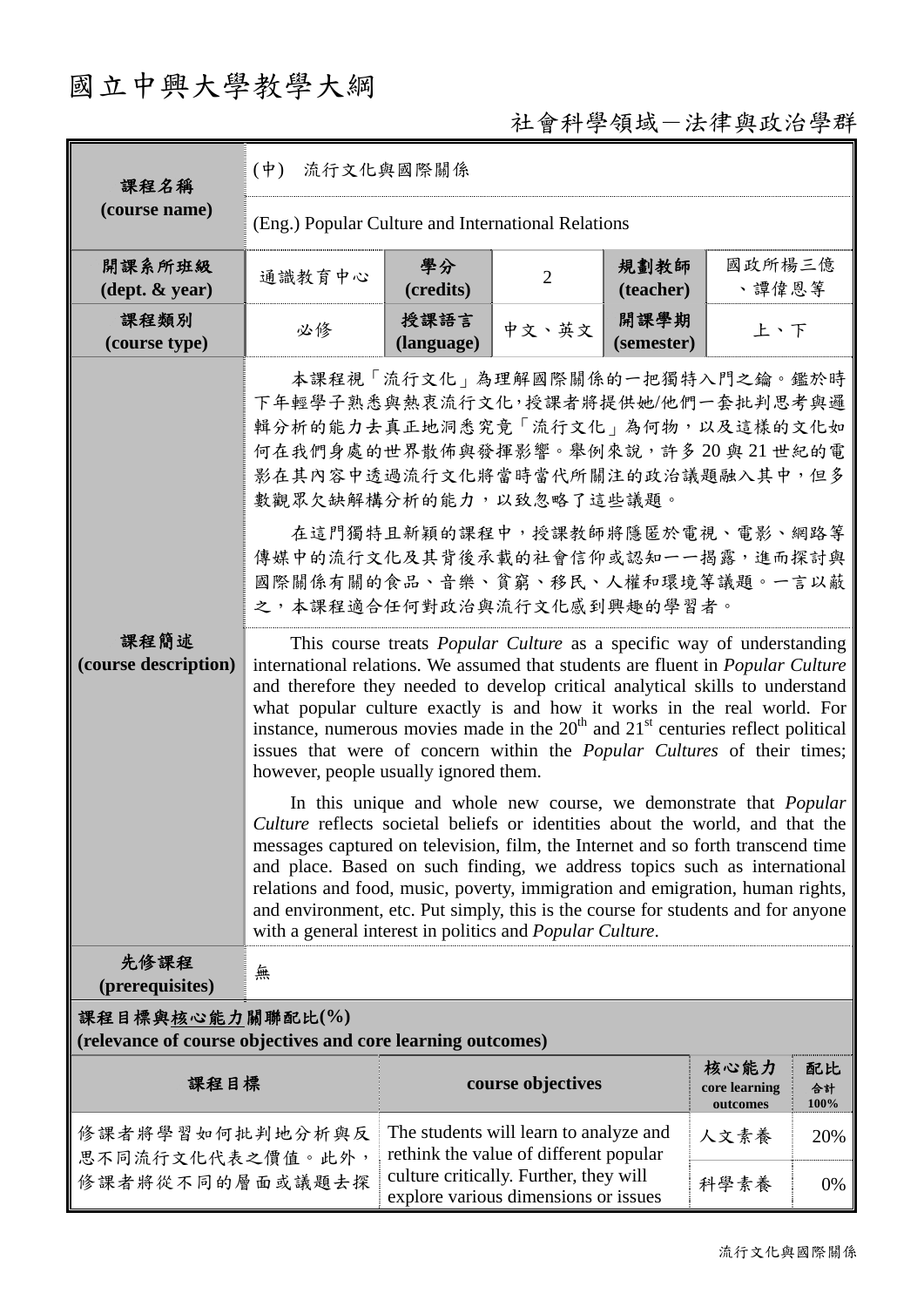# 國立中興大學教學大綱

## 社會科學領域－法律與政治學群

| 課程名稱 (course name) | (中) 流行文化與國際關係 | | | | |
|---|---|---|---|---|---|
| | (Eng.) Popular Culture and International Relations | | | | |
| 開課系所班級 (dept. & year) | 通識教育中心 | 學分 (credits) | 2 | 規劃教師 (teacher) | 國政所楊三億、譚偉恩等 |
| 課程類別 (course type) | 必修 | 授課語言 (language) | 中文、英文 | 開課學期 (semester) | 上、下 |

**課程簡述 (course description)**

本課程視「流行文化」為理解國際關係的一把獨特入門之鑰。鑑於時下年輕學子熟悉與熱衷流行文化，授課者將提供她/他們一套批判思考與邏輯分析的能力去真正地洞悉究竟「流行文化」為何物，以及這樣的文化如何在我們身處的世界散佈與發揮影響。舉例來說，許多 20 與 21 世紀的電影在其內容中透過流行文化將當時當代所關注的政治議題融入其中，但多數觀眾欠缺解構分析的能力，以致忽略了這些議題。

在這門獨特且新穎的課程中，授課教師將隱匿於電視、電影、網路等傳媒中的流行文化及其背後承載的社會信仰或認知一一揭露，進而探討與國際關係有關的食品、音樂、貧窮、移民、人權和環境等議題。一言以蔽之，本課程適合任何對政治與流行文化感到興趣的學習者。

This course treats *Popular Culture* as a specific way of understanding international relations. We assumed that students are fluent in *Popular Culture* and therefore they needed to develop critical analytical skills to understand what popular culture exactly is and how it works in the real world. For instance, numerous movies made in the $20^{th}$ and $21^{st}$ centuries reflect political issues that were of concern within the *Popular Cultures* of their times; however, people usually ignored them.

In this unique and whole new course, we demonstrate that *Popular Culture* reflects societal beliefs or identities about the world, and that the messages captured on television, film, the Internet and so forth transcend time and place. Based on such finding, we address topics such as international relations and food, music, poverty, immigration and emigration, human rights, and environment, etc. Put simply, this is the course for students and for anyone with a general interest in politics and *Popular Culture*.

**先修課程 (prerequisites)**：無

**課程目標與核心能力關聯配比(%) (relevance of course objectives and core learning outcomes)**

| 課程目標 | course objectives | 核心能力 core learning outcomes | 配比 合計 100% |
|---|---|---|---|
| 修課者將學習如何批判地分析與反思不同流行文化代表之價值。此外，修課者將從不同的層面或議題去探 | The students will learn to analyze and rethink the value of different popular culture critically. Further, they will explore various dimensions or issues | 人文素養 | 20% |
| | | 科學素養 | 0% |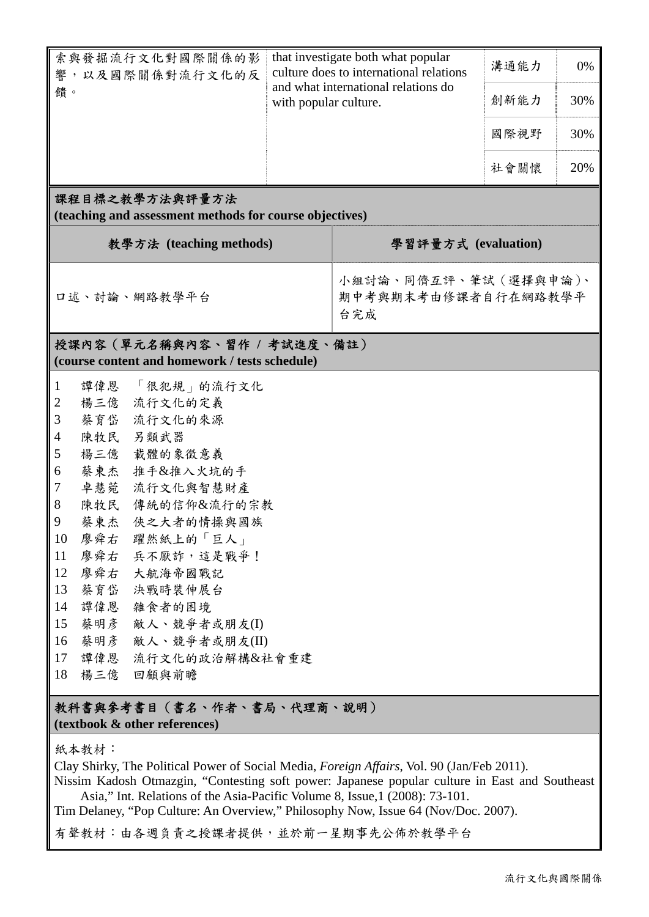| 索與發掘流行文化對國際關係的影響，以及國際關係對流行文化的反饋。 | that investigate both what popular culture does to international relations and what international relations do with popular culture. | 溝通能力 | 0% |
|---|---|---|---|
| | | 創新能力 | 30% |
| | | 國際視野 | 30% |
| | | 社會關懷 | 20% |

## 課程目標之教學方法與評量方法 (teaching and assessment methods for course objectives)

| 教學方法 (teaching methods) | 學習評量方式 (evaluation) |
|---|---|
| 口述、討論、網路教學平台 | 小組討論、同儕互評、筆試（選擇與申論）、期中考與期末考由修課者自行在網路教學平台完成 |

## 授課內容（單元名稱與內容、習作 / 考試進度、備註） (course content and homework / tests schedule)

1 譚偉恩 「很犯規」的流行文化
2 楊三億 流行文化的定義
3 蔡育岱 流行文化的來源
4 陳牧民 另類武器
5 楊三億 載體的象徵意義
6 蔡東杰 推手&推入火坑的手
7 卓慧菀 流行文化與智慧財產
8 陳牧民 傳統的信仰&流行的宗教
9 蔡東杰 俠之大者的情操與國族
10 廖舜右 躍然紙上的「巨人」
11 廖舜右 兵不厭詐，這是戰爭！
12 廖舜右 大航海帝國戰記
13 蔡育岱 決戰時裝伸展台
14 譚偉恩 雜食者的困境
15 蔡明彥 敵人、競爭者或朋友(I)
16 蔡明彥 敵人、競爭者或朋友(II)
17 譚偉恩 流行文化的政治解構&社會重建
18 楊三億 回顧與前瞻

## 教科書與參考書目（書名、作者、書局、代理商、說明） (textbook & other references)

紙本教材：

Clay Shirky, The Political Power of Social Media, *Foreign Affairs*, Vol. 90 (Jan/Feb 2011).

Nissim Kadosh Otmazgin, "Contesting soft power: Japanese popular culture in East and Southeast Asia," Int. Relations of the Asia-Pacific Volume 8, Issue,1 (2008): 73-101.

Tim Delaney, "Pop Culture: An Overview," Philosophy Now, Issue 64 (Nov/Doc. 2007).

有聲教材：由各週負責之授課者提供，並於前一星期事先公佈於教學平台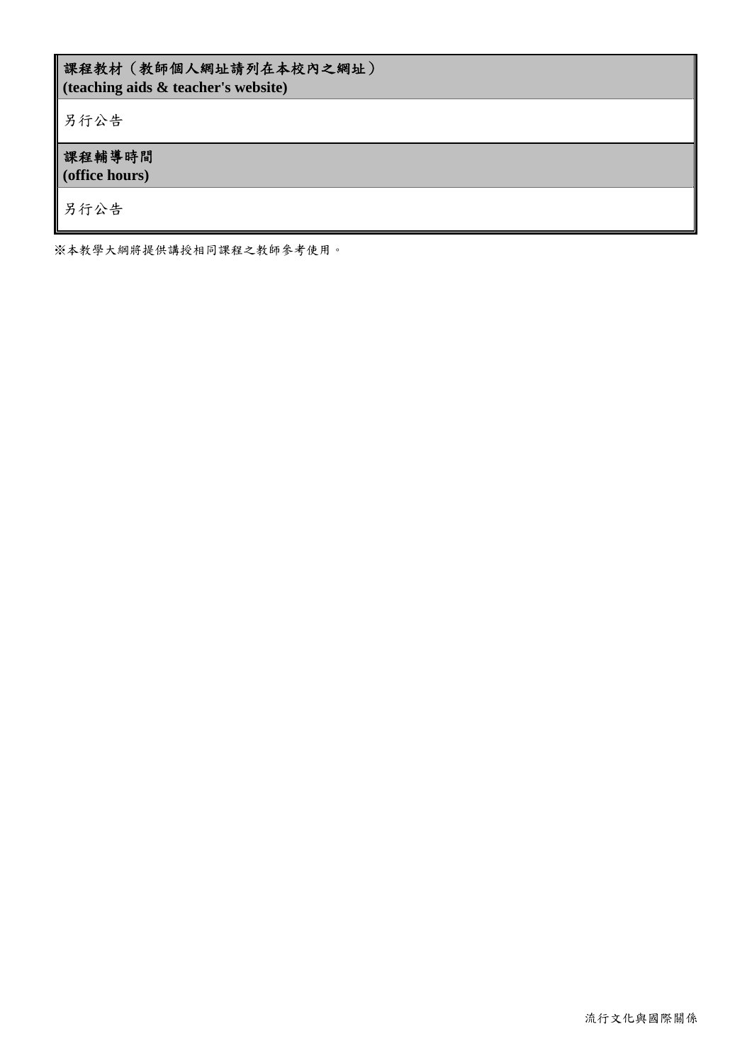| 課程教材（教師個人網址請列在本校內之網址）<br>**(teaching aids & teacher's website)** |
| --- |
| 另行公告 |
| **課程輔導時間**<br>**(office hours)** |
| 另行公告 |

※本教學大綱將提供講授相同課程之教師參考使用。